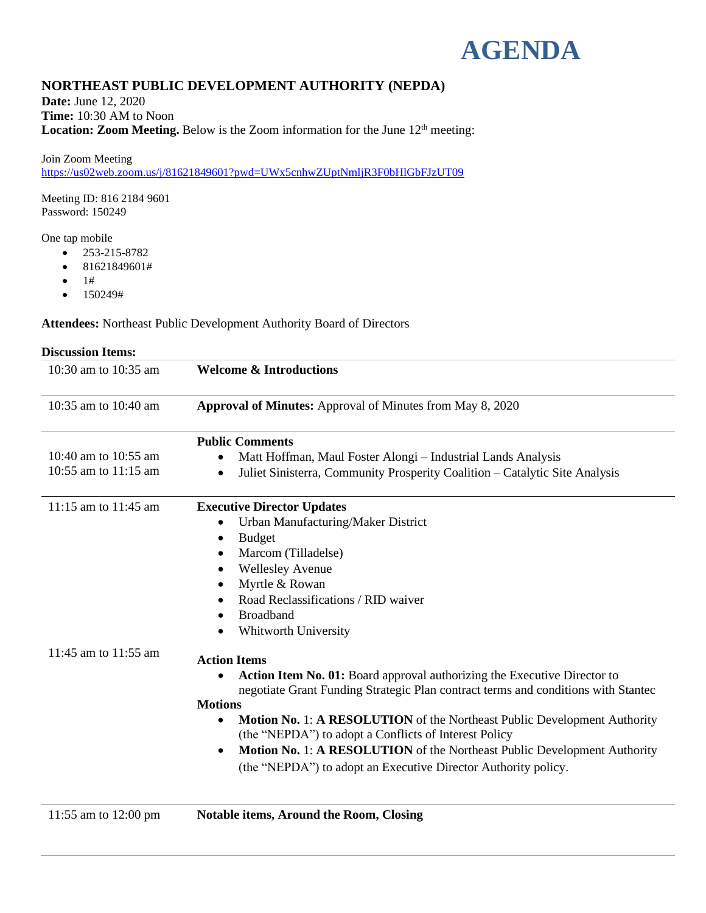# AGENDA

## NORTHEAST PUBLIC DEVELOPMENT AUTHORITY (NEPDA)

**Date:** June 12, 2020
**Time:** 10:30 AM to Noon
**Location: Zoom Meeting.** Below is the Zoom information for the June 12th meeting:

Join Zoom Meeting
https://us02web.zoom.us/j/81621849601?pwd=UWx5cnhwZUptNmljR3F0bHlGbFJzUT09

Meeting ID: 816 2184 9601
Password: 150249

One tap mobile

- 253-215-8782
- 81621849601#
- 1#
- 150249#

**Attendees:** Northeast Public Development Authority Board of Directors

**Discussion Items:**

| Time | Item |
|---|---|
| 10:30 am to 10:35 am | **Welcome & Introductions** |
| 10:35 am to 10:40 am | **Approval of Minutes:** Approval of Minutes from May 8, 2020 |
| | **Public Comments** |
| 10:40 am to 10:55 am | • Matt Hoffman, Maul Foster Alongi – Industrial Lands Analysis |
| 10:55 am to 11:15 am | • Juliet Sinisterra, Community Prosperity Coalition – Catalytic Site Analysis |
| 11:15 am to 11:45 am | **Executive Director Updates**<br>• Urban Manufacturing/Maker District<br>• Budget<br>• Marcom (Tilladelse)<br>• Wellesley Avenue<br>• Myrtle & Rowan<br>• Road Reclassifications / RID waiver<br>• Broadband<br>• Whitworth University |
| 11:45 am to 11:55 am | **Action Items**<br>• **Action Item No. 01:** Board approval authorizing the Executive Director to negotiate Grant Funding Strategic Plan contract terms and conditions with Stantec<br>**Motions**<br>• **Motion No.** 1: **A RESOLUTION** of the Northeast Public Development Authority (the "NEPDA") to adopt a Conflicts of Interest Policy<br>• **Motion No.** 1: **A RESOLUTION** of the Northeast Public Development Authority (the "NEPDA") to adopt an Executive Director Authority policy. |
| 11:55 am to 12:00 pm | **Notable items, Around the Room, Closing** |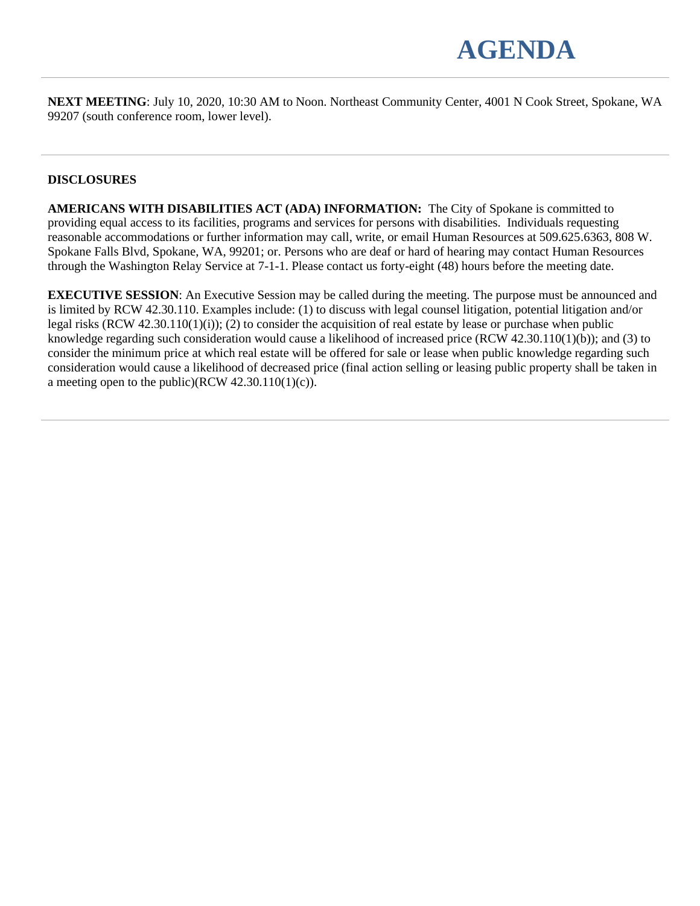# AGENDA

---

**NEXT MEETING**: July 10, 2020, 10:30 AM to Noon. Northeast Community Center, 4001 N Cook Street, Spokane, WA 99207 (south conference room, lower level).

---

**DISCLOSURES**

**AMERICANS WITH DISABILITIES ACT (ADA) INFORMATION:** The City of Spokane is committed to providing equal access to its facilities, programs and services for persons with disabilities. Individuals requesting reasonable accommodations or further information may call, write, or email Human Resources at 509.625.6363, 808 W. Spokane Falls Blvd, Spokane, WA, 99201; or. Persons who are deaf or hard of hearing may contact Human Resources through the Washington Relay Service at 7-1-1. Please contact us forty-eight (48) hours before the meeting date.

**EXECUTIVE SESSION**: An Executive Session may be called during the meeting. The purpose must be announced and is limited by RCW 42.30.110. Examples include: (1) to discuss with legal counsel litigation, potential litigation and/or legal risks (RCW 42.30.110(1)(i)); (2) to consider the acquisition of real estate by lease or purchase when public knowledge regarding such consideration would cause a likelihood of increased price (RCW 42.30.110(1)(b)); and (3) to consider the minimum price at which real estate will be offered for sale or lease when public knowledge regarding such consideration would cause a likelihood of decreased price (final action selling or leasing public property shall be taken in a meeting open to the public)(RCW 42.30.110(1)(c)).

---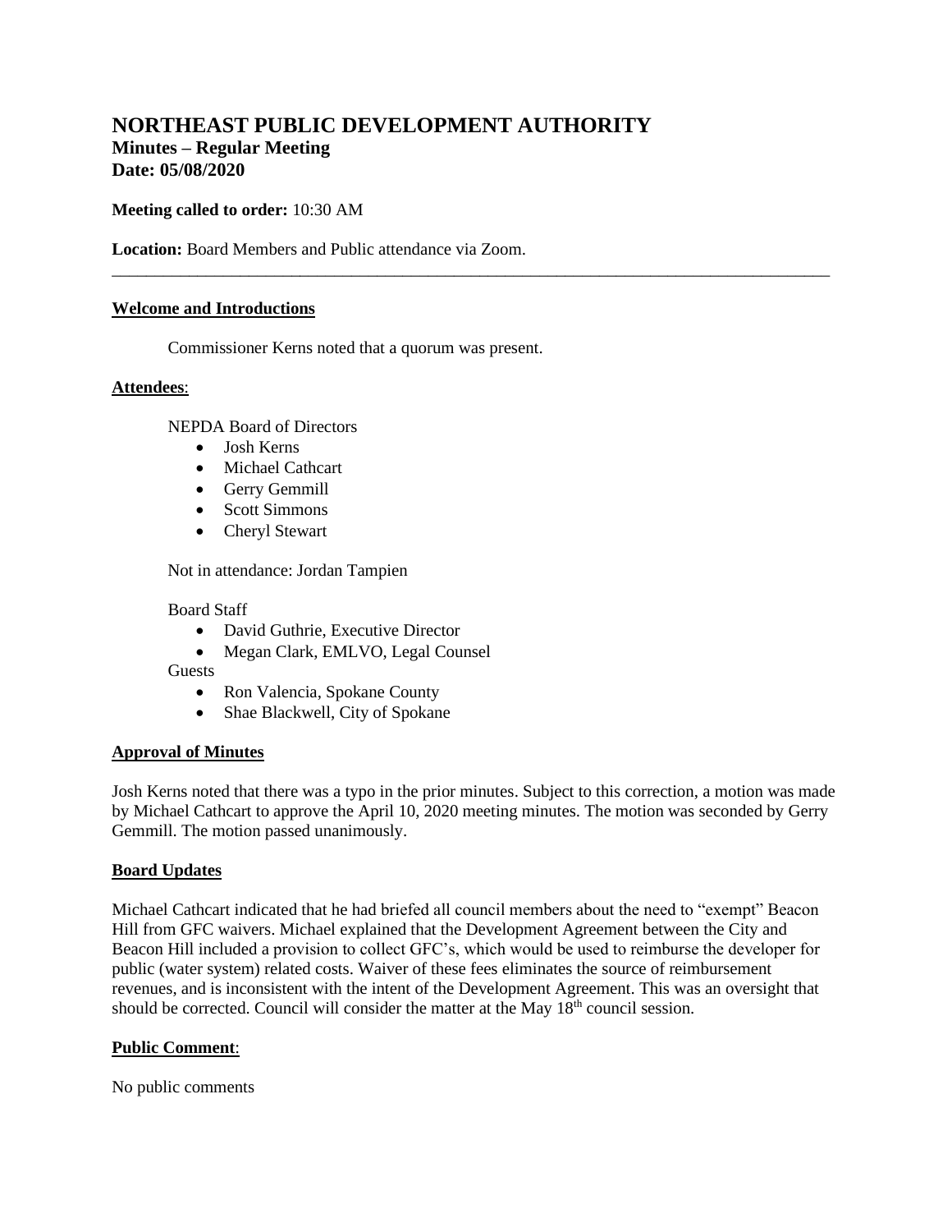# NORTHEAST PUBLIC DEVELOPMENT AUTHORITY

## Minutes – Regular Meeting

## Date: 05/08/2020

**Meeting called to order:** 10:30 AM

**Location:** Board Members and Public attendance via Zoom.

---

**Welcome and Introductions**

Commissioner Kerns noted that a quorum was present.

**Attendees**:

NEPDA Board of Directors

- Josh Kerns
- Michael Cathcart
- Gerry Gemmill
- Scott Simmons
- Cheryl Stewart

Not in attendance: Jordan Tampien

Board Staff

- David Guthrie, Executive Director
- Megan Clark, EMLVO, Legal Counsel

Guests

- Ron Valencia, Spokane County
- Shae Blackwell, City of Spokane

**Approval of Minutes**

Josh Kerns noted that there was a typo in the prior minutes. Subject to this correction, a motion was made by Michael Cathcart to approve the April 10, 2020 meeting minutes. The motion was seconded by Gerry Gemmill. The motion passed unanimously.

**Board Updates**

Michael Cathcart indicated that he had briefed all council members about the need to "exempt" Beacon Hill from GFC waivers. Michael explained that the Development Agreement between the City and Beacon Hill included a provision to collect GFC's, which would be used to reimburse the developer for public (water system) related costs. Waiver of these fees eliminates the source of reimbursement revenues, and is inconsistent with the intent of the Development Agreement. This was an oversight that should be corrected. Council will consider the matter at the May 18th council session.

**Public Comment**:

No public comments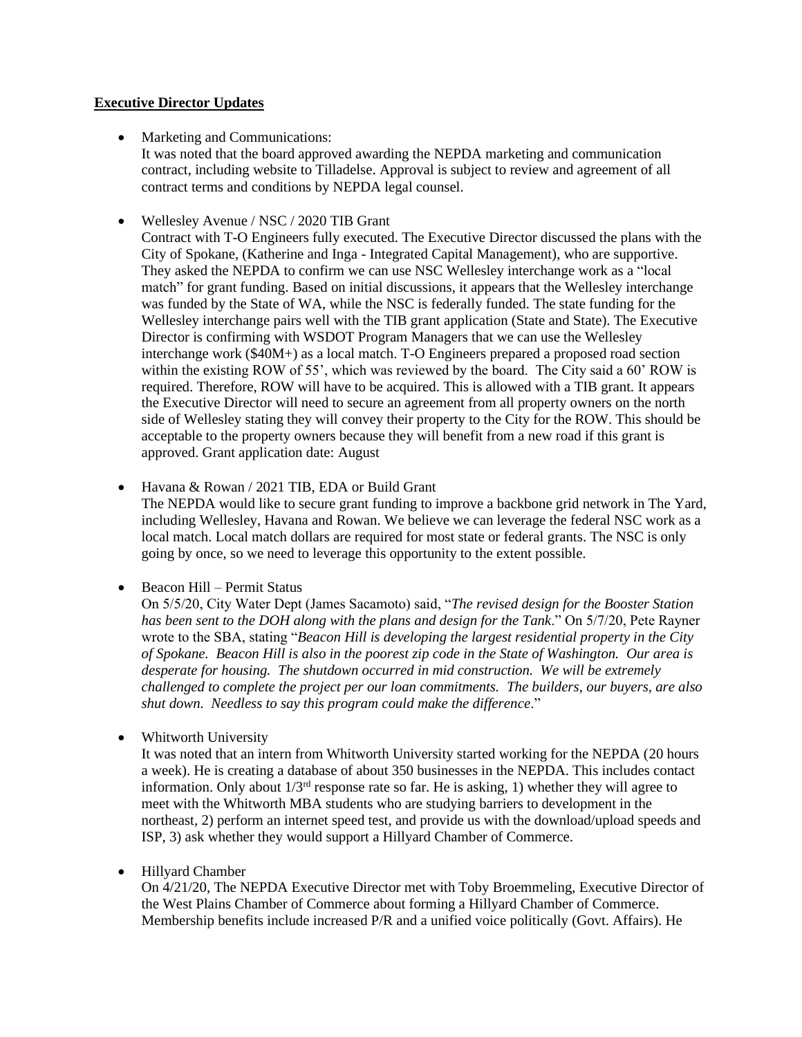**Executive Director Updates**

- Marketing and Communications:
  It was noted that the board approved awarding the NEPDA marketing and communication contract, including website to Tilladelse. Approval is subject to review and agreement of all contract terms and conditions by NEPDA legal counsel.

- Wellesley Avenue / NSC / 2020 TIB Grant
  Contract with T-O Engineers fully executed. The Executive Director discussed the plans with the City of Spokane, (Katherine and Inga - Integrated Capital Management), who are supportive. They asked the NEPDA to confirm we can use NSC Wellesley interchange work as a "local match" for grant funding. Based on initial discussions, it appears that the Wellesley interchange was funded by the State of WA, while the NSC is federally funded. The state funding for the Wellesley interchange pairs well with the TIB grant application (State and State). The Executive Director is confirming with WSDOT Program Managers that we can use the Wellesley interchange work ($40M+) as a local match. T-O Engineers prepared a proposed road section within the existing ROW of 55', which was reviewed by the board. The City said a 60' ROW is required. Therefore, ROW will have to be acquired. This is allowed with a TIB grant. It appears the Executive Director will need to secure an agreement from all property owners on the north side of Wellesley stating they will convey their property to the City for the ROW. This should be acceptable to the property owners because they will benefit from a new road if this grant is approved. Grant application date: August

- Havana & Rowan / 2021 TIB, EDA or Build Grant
  The NEPDA would like to secure grant funding to improve a backbone grid network in The Yard, including Wellesley, Havana and Rowan. We believe we can leverage the federal NSC work as a local match. Local match dollars are required for most state or federal grants. The NSC is only going by once, so we need to leverage this opportunity to the extent possible.

- Beacon Hill – Permit Status
  On 5/5/20, City Water Dept (James Sacamoto) said, "*The revised design for the Booster Station has been sent to the DOH along with the plans and design for the Tank*." On 5/7/20, Pete Rayner wrote to the SBA, stating "*Beacon Hill is developing the largest residential property in the City of Spokane. Beacon Hill is also in the poorest zip code in the State of Washington. Our area is desperate for housing. The shutdown occurred in mid construction. We will be extremely challenged to complete the project per our loan commitments. The builders, our buyers, are also shut down. Needless to say this program could make the difference*."

- Whitworth University
  It was noted that an intern from Whitworth University started working for the NEPDA (20 hours a week). He is creating a database of about 350 businesses in the NEPDA. This includes contact information. Only about 1/3rd response rate so far. He is asking, 1) whether they will agree to meet with the Whitworth MBA students who are studying barriers to development in the northeast, 2) perform an internet speed test, and provide us with the download/upload speeds and ISP, 3) ask whether they would support a Hillyard Chamber of Commerce.

- Hillyard Chamber
  On 4/21/20, The NEPDA Executive Director met with Toby Broemmeling, Executive Director of the West Plains Chamber of Commerce about forming a Hillyard Chamber of Commerce. Membership benefits include increased P/R and a unified voice politically (Govt. Affairs). He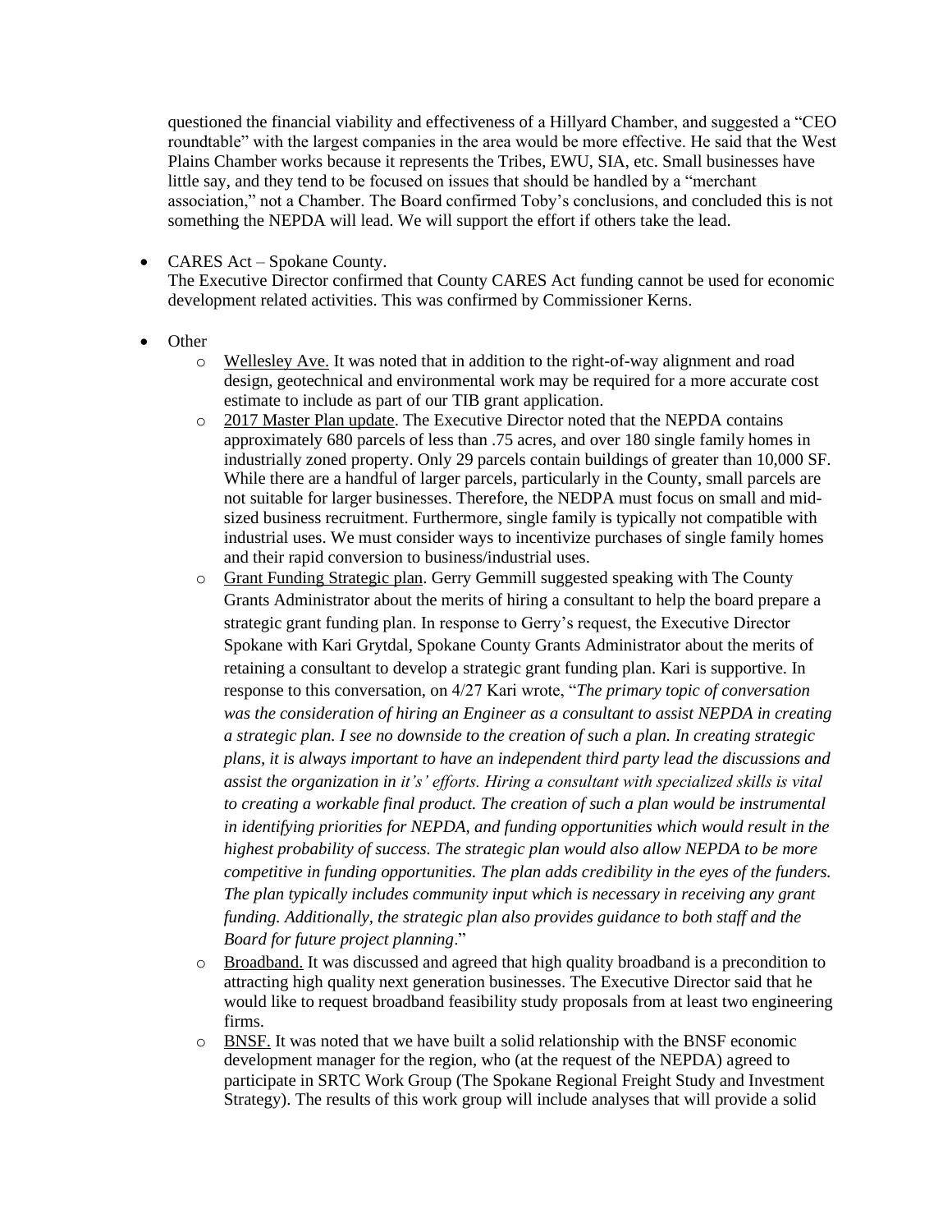questioned the financial viability and effectiveness of a Hillyard Chamber, and suggested a "CEO roundtable" with the largest companies in the area would be more effective. He said that the West Plains Chamber works because it represents the Tribes, EWU, SIA, etc. Small businesses have little say, and they tend to be focused on issues that should be handled by a "merchant association," not a Chamber. The Board confirmed Toby's conclusions, and concluded this is not something the NEPDA will lead. We will support the effort if others take the lead.

- CARES Act – Spokane County.
  The Executive Director confirmed that County CARES Act funding cannot be used for economic development related activities. This was confirmed by Commissioner Kerns.

- Other
  - Wellesley Ave. It was noted that in addition to the right-of-way alignment and road design, geotechnical and environmental work may be required for a more accurate cost estimate to include as part of our TIB grant application.
  - 2017 Master Plan update. The Executive Director noted that the NEPDA contains approximately 680 parcels of less than .75 acres, and over 180 single family homes in industrially zoned property. Only 29 parcels contain buildings of greater than 10,000 SF. While there are a handful of larger parcels, particularly in the County, small parcels are not suitable for larger businesses. Therefore, the NEDPA must focus on small and mid-sized business recruitment. Furthermore, single family is typically not compatible with industrial uses. We must consider ways to incentivize purchases of single family homes and their rapid conversion to business/industrial uses.
  - Grant Funding Strategic plan. Gerry Gemmill suggested speaking with The County Grants Administrator about the merits of hiring a consultant to help the board prepare a strategic grant funding plan. In response to Gerry's request, the Executive Director Spokane with Kari Grytdal, Spokane County Grants Administrator about the merits of retaining a consultant to develop a strategic grant funding plan. Kari is supportive. In response to this conversation, on 4/27 Kari wrote, "*The primary topic of conversation was the consideration of hiring an Engineer as a consultant to assist NEPDA in creating a strategic plan. I see no downside to the creation of such a plan. In creating strategic plans, it is always important to have an independent third party lead the discussions and assist the organization in it's' efforts. Hiring a consultant with specialized skills is vital to creating a workable final product. The creation of such a plan would be instrumental in identifying priorities for NEPDA, and funding opportunities which would result in the highest probability of success. The strategic plan would also allow NEPDA to be more competitive in funding opportunities. The plan adds credibility in the eyes of the funders. The plan typically includes community input which is necessary in receiving any grant funding. Additionally, the strategic plan also provides guidance to both staff and the Board for future project planning*."
  - Broadband. It was discussed and agreed that high quality broadband is a precondition to attracting high quality next generation businesses. The Executive Director said that he would like to request broadband feasibility study proposals from at least two engineering firms.
  - BNSF. It was noted that we have built a solid relationship with the BNSF economic development manager for the region, who (at the request of the NEPDA) agreed to participate in SRTC Work Group (The Spokane Regional Freight Study and Investment Strategy). The results of this work group will include analyses that will provide a solid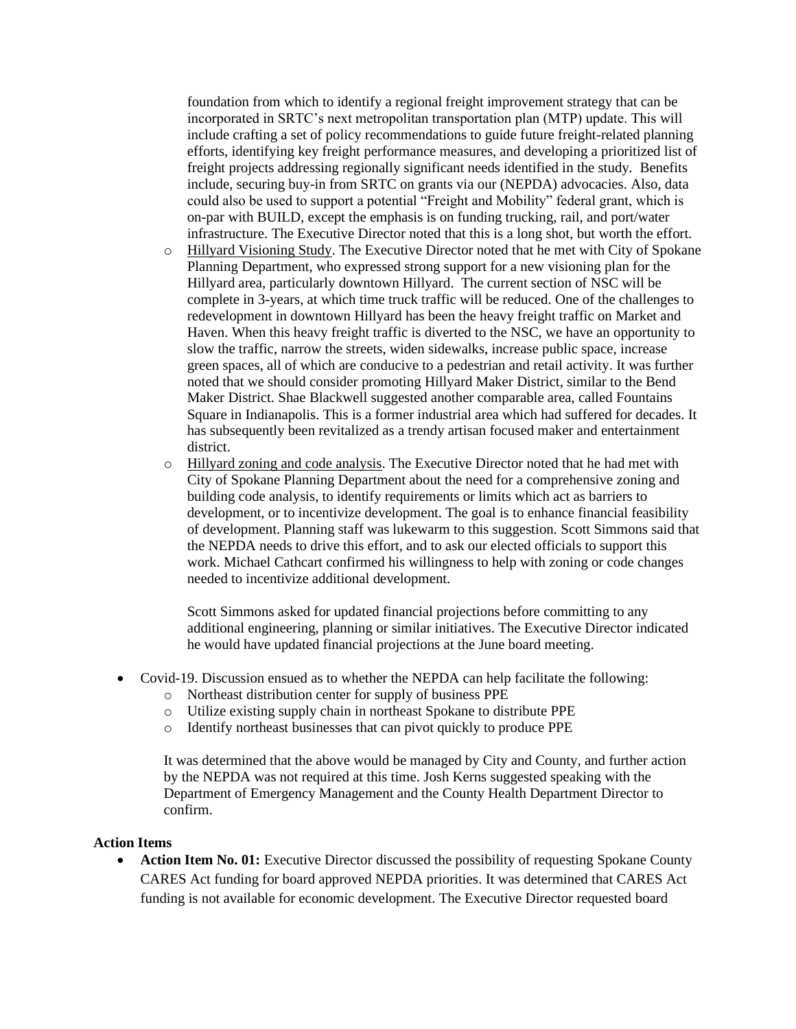foundation from which to identify a regional freight improvement strategy that can be incorporated in SRTC's next metropolitan transportation plan (MTP) update. This will include crafting a set of policy recommendations to guide future freight-related planning efforts, identifying key freight performance measures, and developing a prioritized list of freight projects addressing regionally significant needs identified in the study. Benefits include, securing buy-in from SRTC on grants via our (NEPDA) advocacies. Also, data could also be used to support a potential "Freight and Mobility" federal grant, which is on-par with BUILD, except the emphasis is on funding trucking, rail, and port/water infrastructure. The Executive Director noted that this is a long shot, but worth the effort.

- Hillyard Visioning Study. The Executive Director noted that he met with City of Spokane Planning Department, who expressed strong support for a new visioning plan for the Hillyard area, particularly downtown Hillyard. The current section of NSC will be complete in 3-years, at which time truck traffic will be reduced. One of the challenges to redevelopment in downtown Hillyard has been the heavy freight traffic on Market and Haven. When this heavy freight traffic is diverted to the NSC, we have an opportunity to slow the traffic, narrow the streets, widen sidewalks, increase public space, increase green spaces, all of which are conducive to a pedestrian and retail activity. It was further noted that we should consider promoting Hillyard Maker District, similar to the Bend Maker District. Shae Blackwell suggested another comparable area, called Fountains Square in Indianapolis. This is a former industrial area which had suffered for decades. It has subsequently been revitalized as a trendy artisan focused maker and entertainment district.
- Hillyard zoning and code analysis. The Executive Director noted that he had met with City of Spokane Planning Department about the need for a comprehensive zoning and building code analysis, to identify requirements or limits which act as barriers to development, or to incentivize development. The goal is to enhance financial feasibility of development. Planning staff was lukewarm to this suggestion. Scott Simmons said that the NEPDA needs to drive this effort, and to ask our elected officials to support this work. Michael Cathcart confirmed his willingness to help with zoning or code changes needed to incentivize additional development.

  Scott Simmons asked for updated financial projections before committing to any additional engineering, planning or similar initiatives. The Executive Director indicated he would have updated financial projections at the June board meeting.

- Covid-19. Discussion ensued as to whether the NEPDA can help facilitate the following:
  - Northeast distribution center for supply of business PPE
  - Utilize existing supply chain in northeast Spokane to distribute PPE
  - Identify northeast businesses that can pivot quickly to produce PPE

  It was determined that the above would be managed by City and County, and further action by the NEPDA was not required at this time. Josh Kerns suggested speaking with the Department of Emergency Management and the County Health Department Director to confirm.

**Action Items**

- **Action Item No. 01:** Executive Director discussed the possibility of requesting Spokane County CARES Act funding for board approved NEPDA priorities. It was determined that CARES Act funding is not available for economic development. The Executive Director requested board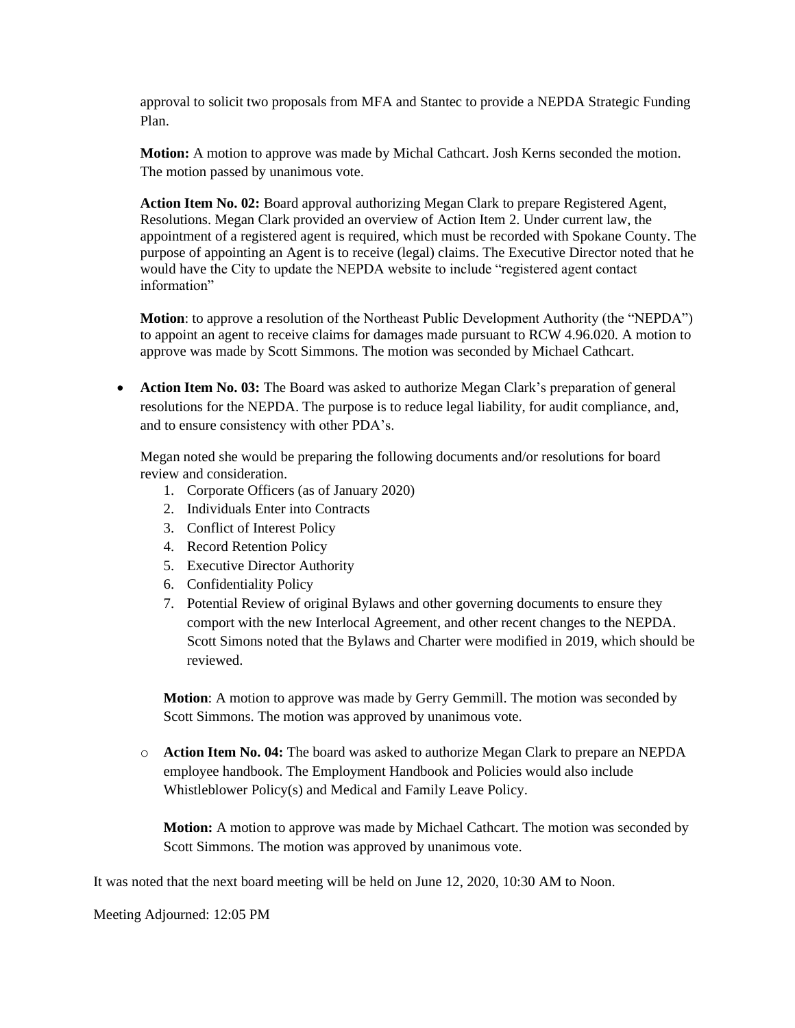approval to solicit two proposals from MFA and Stantec to provide a NEPDA Strategic Funding Plan.

**Motion:** A motion to approve was made by Michal Cathcart. Josh Kerns seconded the motion. The motion passed by unanimous vote.

**Action Item No. 02:** Board approval authorizing Megan Clark to prepare Registered Agent, Resolutions. Megan Clark provided an overview of Action Item 2. Under current law, the appointment of a registered agent is required, which must be recorded with Spokane County. The purpose of appointing an Agent is to receive (legal) claims. The Executive Director noted that he would have the City to update the NEPDA website to include "registered agent contact information"

**Motion**: to approve a resolution of the Northeast Public Development Authority (the "NEPDA") to appoint an agent to receive claims for damages made pursuant to RCW 4.96.020. A motion to approve was made by Scott Simmons. The motion was seconded by Michael Cathcart.

- **Action Item No. 03:** The Board was asked to authorize Megan Clark's preparation of general resolutions for the NEPDA. The purpose is to reduce legal liability, for audit compliance, and, and to ensure consistency with other PDA's.

  Megan noted she would be preparing the following documents and/or resolutions for board review and consideration.
  1. Corporate Officers (as of January 2020)
  2. Individuals Enter into Contracts
  3. Conflict of Interest Policy
  4. Record Retention Policy
  5. Executive Director Authority
  6. Confidentiality Policy
  7. Potential Review of original Bylaws and other governing documents to ensure they comport with the new Interlocal Agreement, and other recent changes to the NEPDA. Scott Simons noted that the Bylaws and Charter were modified in 2019, which should be reviewed.

  **Motion**: A motion to approve was made by Gerry Gemmill. The motion was seconded by Scott Simmons. The motion was approved by unanimous vote.

  - **Action Item No. 04:** The board was asked to authorize Megan Clark to prepare an NEPDA employee handbook. The Employment Handbook and Policies would also include Whistleblower Policy(s) and Medical and Family Leave Policy.

    **Motion:** A motion to approve was made by Michael Cathcart. The motion was seconded by Scott Simmons. The motion was approved by unanimous vote.

It was noted that the next board meeting will be held on June 12, 2020, 10:30 AM to Noon.

Meeting Adjourned: 12:05 PM